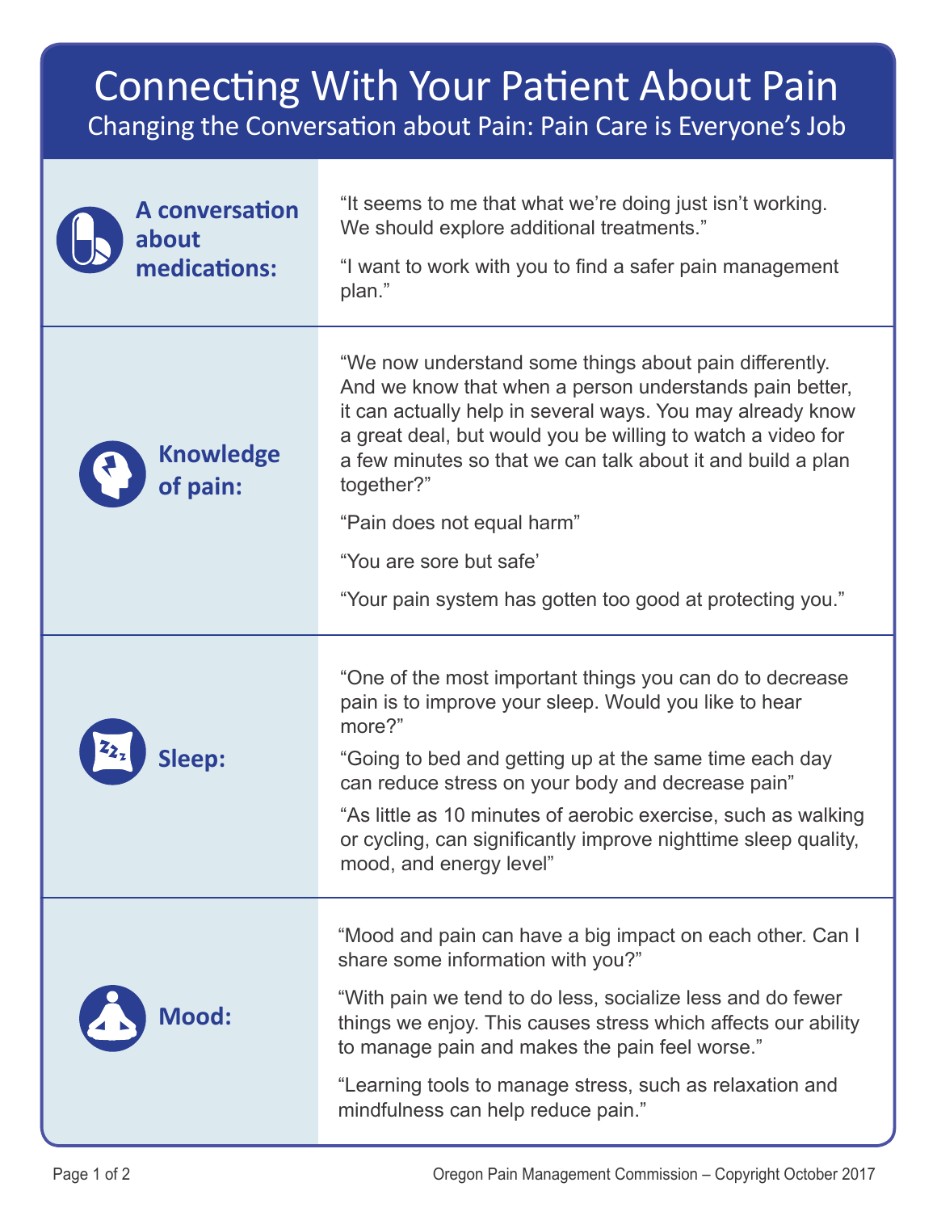# Connecting With Your Patient About Pain

## Changing the Conversation about Pain: Pain Care is Everyone's Job

| | |
|---|---|
| **A conversation about medications:** | "It seems to me that what we're doing just isn't working. We should explore additional treatments."<br><br>"I want to work with you to find a safer pain management plan." |
| **Knowledge of pain:** | "We now understand some things about pain differently. And we know that when a person understands pain better, it can actually help in several ways. You may already know a great deal, but would you be willing to watch a video for a few minutes so that we can talk about it and build a plan together?"<br><br>"Pain does not equal harm"<br><br>"You are sore but safe'<br><br>"Your pain system has gotten too good at protecting you." |
| **Sleep:** | "One of the most important things you can do to decrease pain is to improve your sleep. Would you like to hear more?"<br><br>"Going to bed and getting up at the same time each day can reduce stress on your body and decrease pain"<br><br>"As little as 10 minutes of aerobic exercise, such as walking or cycling, can significantly improve nighttime sleep quality, mood, and energy level" |
| **Mood:** | "Mood and pain can have a big impact on each other. Can I share some information with you?"<br><br>"With pain we tend to do less, socialize less and do fewer things we enjoy. This causes stress which affects our ability to manage pain and makes the pain feel worse."<br><br>"Learning tools to manage stress, such as relaxation and mindfulness can help reduce pain." |

Oregon Pain Management Commission – Copyright October 2017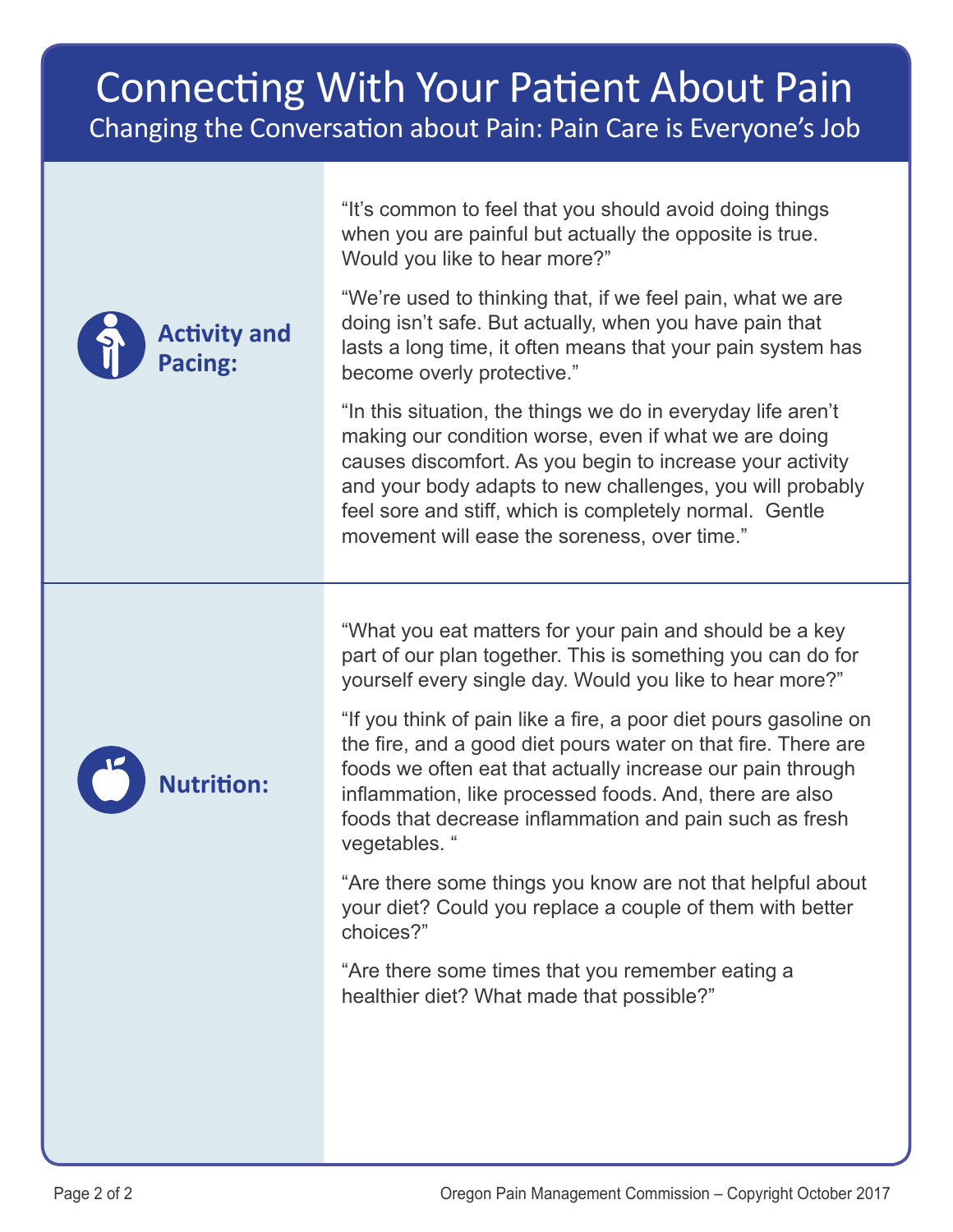# Connecting With Your Patient About Pain

## Changing the Conversation about Pain: Pain Care is Everyone's Job

### Activity and Pacing:

"It's common to feel that you should avoid doing things when you are painful but actually the opposite is true. Would you like to hear more?"

"We're used to thinking that, if we feel pain, what we are doing isn't safe. But actually, when you have pain that lasts a long time, it often means that your pain system has become overly protective."

"In this situation, the things we do in everyday life aren't making our condition worse, even if what we are doing causes discomfort. As you begin to increase your activity and your body adapts to new challenges, you will probably feel sore and stiff, which is completely normal. Gentle movement will ease the soreness, over time."

### Nutrition:

"What you eat matters for your pain and should be a key part of our plan together. This is something you can do for yourself every single day. Would you like to hear more?"

"If you think of pain like a fire, a poor diet pours gasoline on the fire, and a good diet pours water on that fire. There are foods we often eat that actually increase our pain through inflammation, like processed foods. And, there are also foods that decrease inflammation and pain such as fresh vegetables. "

"Are there some things you know are not that helpful about your diet? Could you replace a couple of them with better choices?"

"Are there some times that you remember eating a healthier diet? What made that possible?"

Oregon Pain Management Commission – Copyright October 2017